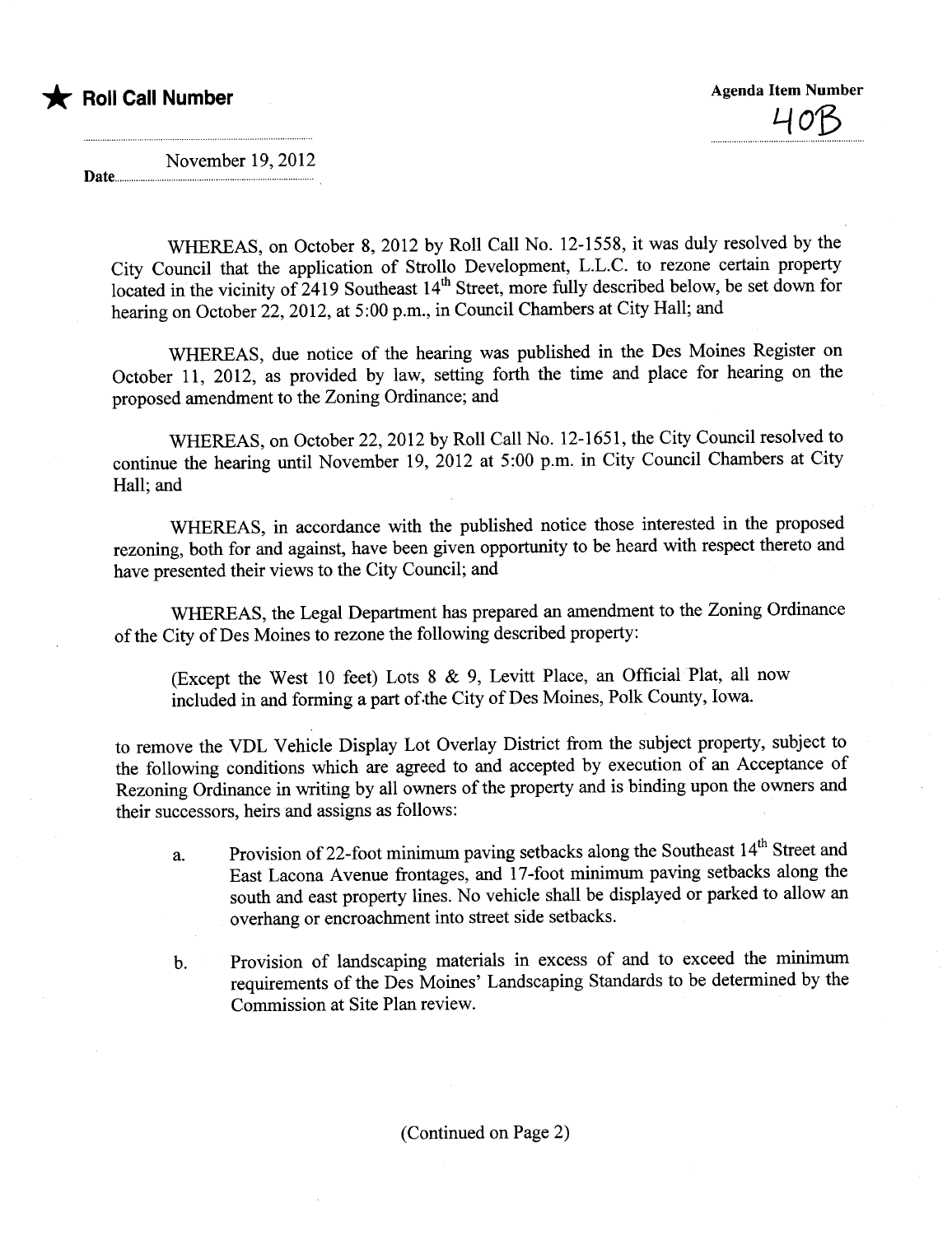★ **Roll Call Number**

**Agenda Item Number**

40B

**Date** November 19, 2012

WHEREAS, on October 8, 2012 by Roll Call No. 12-1558, it was duly resolved by the City Council that the application of Strollo Development, L.L.C. to rezone certain property located in the vicinity of 2419 Southeast 14th Street, more fully described below, be set down for hearing on October 22, 2012, at 5:00 p.m., in Council Chambers at City Hall; and

WHEREAS, due notice of the hearing was published in the Des Moines Register on October 11, 2012, as provided by law, setting forth the time and place for hearing on the proposed amendment to the Zoning Ordinance; and

WHEREAS, on October 22, 2012 by Roll Call No. 12-1651, the City Council resolved to continue the hearing until November 19, 2012 at 5:00 p.m. in City Council Chambers at City Hall; and

WHEREAS, in accordance with the published notice those interested in the proposed rezoning, both for and against, have been given opportunity to be heard with respect thereto and have presented their views to the City Council; and

WHEREAS, the Legal Department has prepared an amendment to the Zoning Ordinance of the City of Des Moines to rezone the following described property:

> (Except the West 10 feet) Lots 8 & 9, Levitt Place, an Official Plat, all now included in and forming a part of the City of Des Moines, Polk County, Iowa.

to remove the VDL Vehicle Display Lot Overlay District from the subject property, subject to the following conditions which are agreed to and accepted by execution of an Acceptance of Rezoning Ordinance in writing by all owners of the property and is binding upon the owners and their successors, heirs and assigns as follows:

a. Provision of 22-foot minimum paving setbacks along the Southeast 14th Street and East Lacona Avenue frontages, and 17-foot minimum paving setbacks along the south and east property lines. No vehicle shall be displayed or parked to allow an overhang or encroachment into street side setbacks.

b. Provision of landscaping materials in excess of and to exceed the minimum requirements of the Des Moines' Landscaping Standards to be determined by the Commission at Site Plan review.

(Continued on Page 2)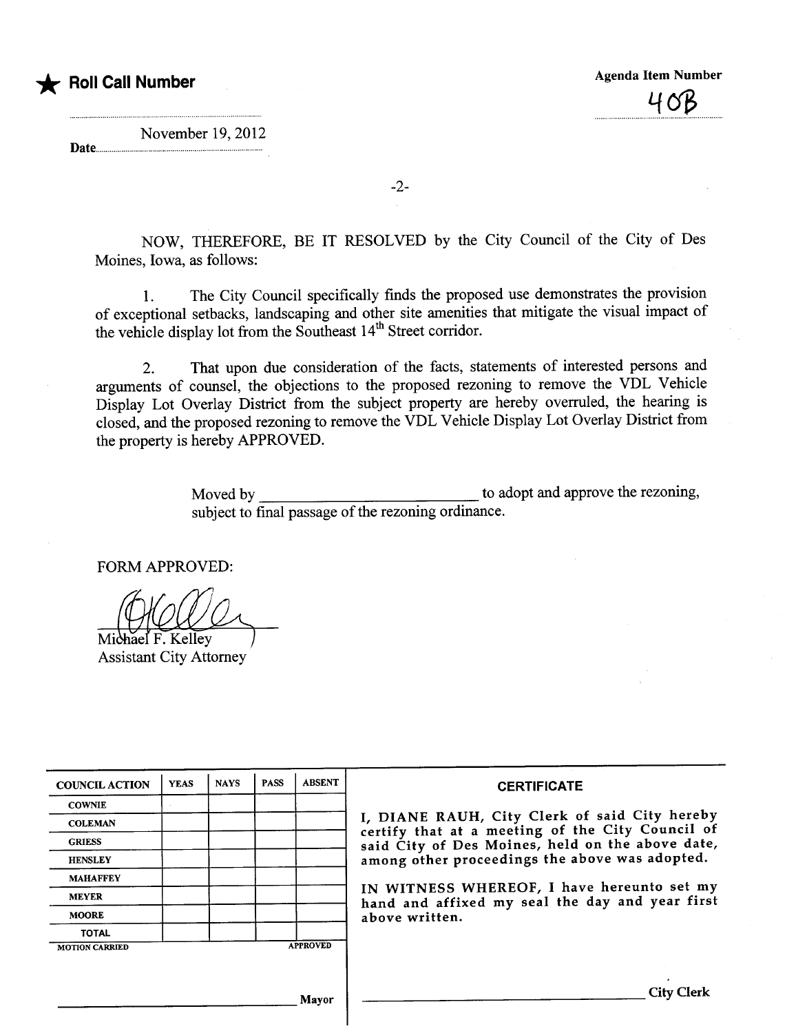★ **Roll Call Number**

Date November 19, 2012

**Agenda Item Number**

40B

-2-

NOW, THEREFORE, BE IT RESOLVED by the City Council of the City of Des Moines, Iowa, as follows:

1. The City Council specifically finds the proposed use demonstrates the provision of exceptional setbacks, landscaping and other site amenities that mitigate the visual impact of the vehicle display lot from the Southeast 14th Street corridor.

2. That upon due consideration of the facts, statements of interested persons and arguments of counsel, the objections to the proposed rezoning to remove the VDL Vehicle Display Lot Overlay District from the subject property are hereby overruled, the hearing is closed, and the proposed rezoning to remove the VDL Vehicle Display Lot Overlay District from the property is hereby APPROVED.

Moved by ____________________________ to adopt and approve the rezoning, subject to final passage of the rezoning ordinance.

FORM APPROVED:

Michael F. Kelley
Assistant City Attorney

| COUNCIL ACTION | YEAS | NAYS | PASS | ABSENT |
|---|---|---|---|---|
| COWNIE | | | | |
| COLEMAN | | | | |
| GRIESS | | | | |
| HENSLEY | | | | |
| MAHAFFEY | | | | |
| MEYER | | | | |
| MOORE | | | | |
| TOTAL | | | | |

MOTION CARRIED APPROVED

________________________________ Mayor

**CERTIFICATE**

I, DIANE RAUH, City Clerk of said City hereby certify that at a meeting of the City Council of said City of Des Moines, held on the above date, among other proceedings the above was adopted.

IN WITNESS WHEREOF, I have hereunto set my hand and affixed my seal the day and year first above written.

________________________________ City Clerk